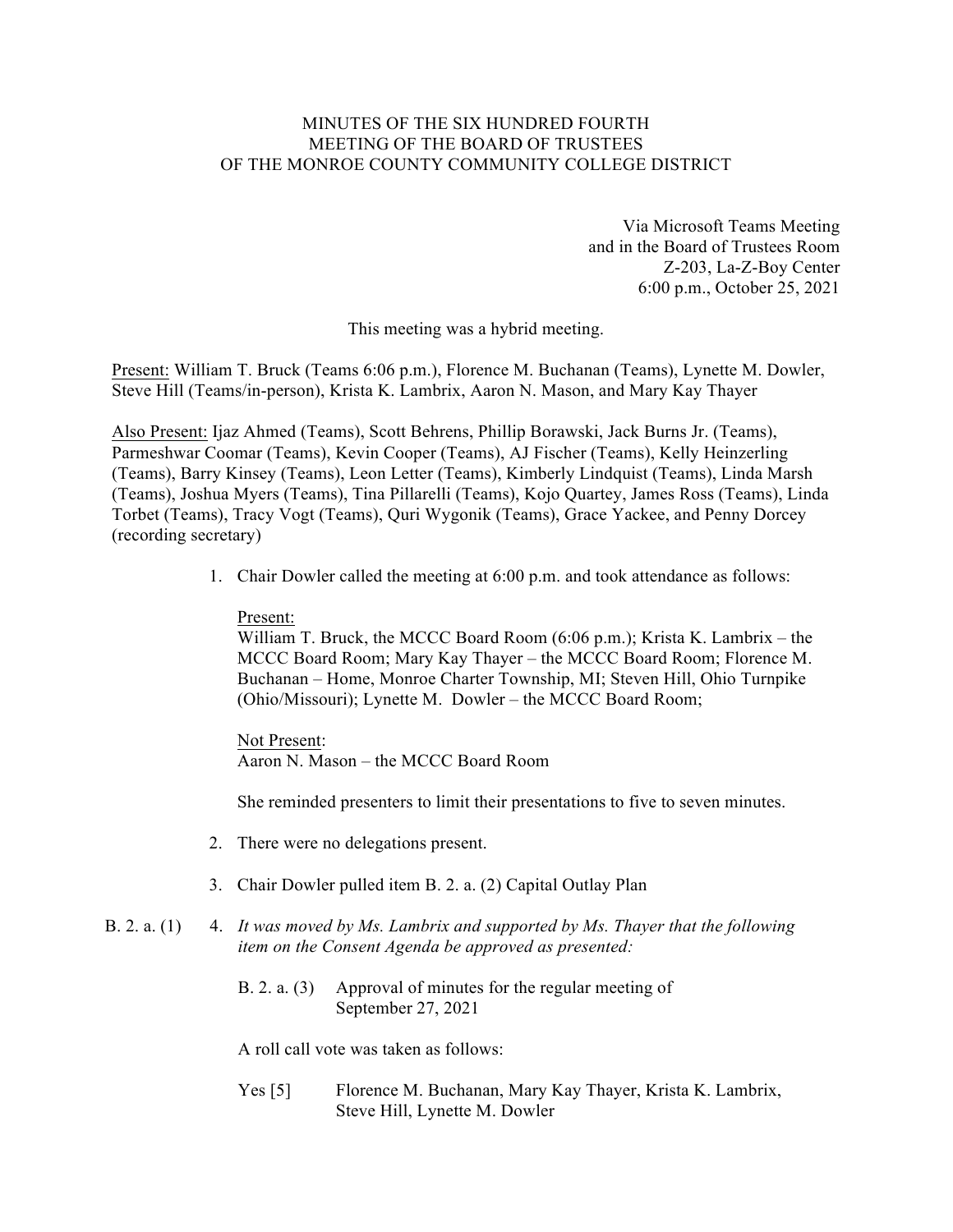MINUTES OF THE SIX HUNDRED FOURTH
MEETING OF THE BOARD OF TRUSTEES
OF THE MONROE COUNTY COMMUNITY COLLEGE DISTRICT

Via Microsoft Teams Meeting
and in the Board of Trustees Room
Z-203, La-Z-Boy Center
6:00 p.m., October 25, 2021

This meeting was a hybrid meeting.

Present: William T. Bruck (Teams 6:06 p.m.), Florence M. Buchanan (Teams), Lynette M. Dowler, Steve Hill (Teams/in-person), Krista K. Lambrix, Aaron N. Mason, and Mary Kay Thayer

Also Present: Ijaz Ahmed (Teams), Scott Behrens, Phillip Borawski, Jack Burns Jr. (Teams), Parmeshwar Coomar (Teams), Kevin Cooper (Teams), AJ Fischer (Teams), Kelly Heinzerling (Teams), Barry Kinsey (Teams), Leon Letter (Teams), Kimberly Lindquist (Teams), Linda Marsh (Teams), Joshua Myers (Teams), Tina Pillarelli (Teams), Kojo Quartey, James Ross (Teams), Linda Torbet (Teams), Tracy Vogt (Teams), Quri Wygonik (Teams), Grace Yackee, and Penny Dorcey (recording secretary)

1. Chair Dowler called the meeting at 6:00 p.m. and took attendance as follows:

   Present:
   William T. Bruck, the MCCC Board Room (6:06 p.m.); Krista K. Lambrix – the MCCC Board Room; Mary Kay Thayer – the MCCC Board Room; Florence M. Buchanan – Home, Monroe Charter Township, MI; Steven Hill, Ohio Turnpike (Ohio/Missouri); Lynette M. Dowler – the MCCC Board Room;

   Not Present:
   Aaron N. Mason – the MCCC Board Room

   She reminded presenters to limit their presentations to five to seven minutes.

2. There were no delegations present.

3. Chair Dowler pulled item B. 2. a. (2) Capital Outlay Plan

B. 2. a. (1)

4. *It was moved by Ms. Lambrix and supported by Ms. Thayer that the following item on the Consent Agenda be approved as presented:*

   B. 2. a. (3) Approval of minutes for the regular meeting of September 27, 2021

   A roll call vote was taken as follows:

   Yes [5] Florence M. Buchanan, Mary Kay Thayer, Krista K. Lambrix, Steve Hill, Lynette M. Dowler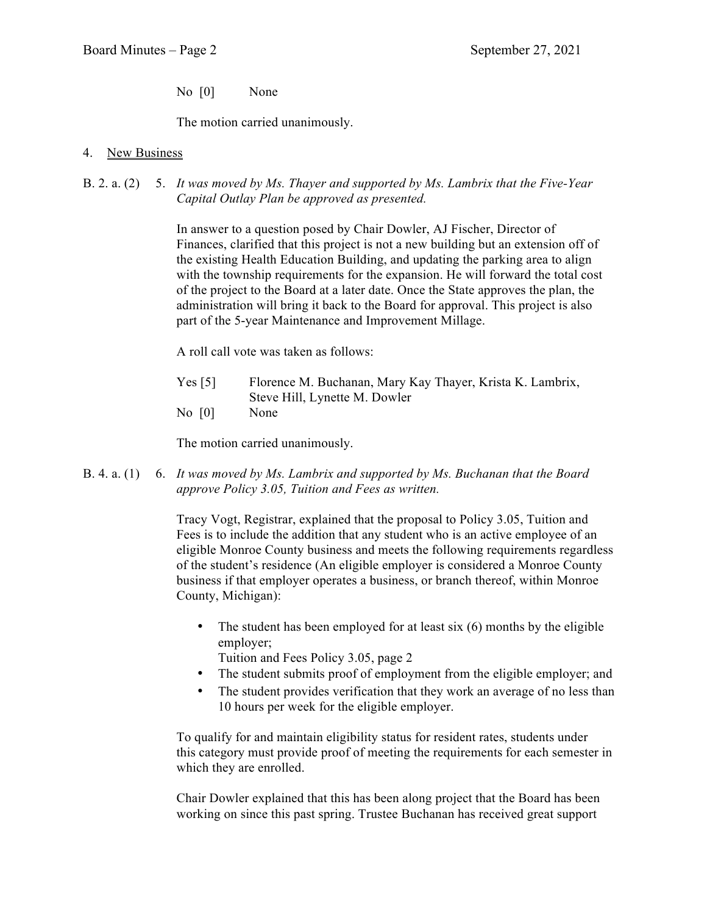No [0] None

The motion carried unanimously.

4. New Business

B. 2. a. (2) 5. *It was moved by Ms. Thayer and supported by Ms. Lambrix that the Five-Year Capital Outlay Plan be approved as presented.*

In answer to a question posed by Chair Dowler, AJ Fischer, Director of Finances, clarified that this project is not a new building but an extension off of the existing Health Education Building, and updating the parking area to align with the township requirements for the expansion. He will forward the total cost of the project to the Board at a later date. Once the State approves the plan, the administration will bring it back to the Board for approval. This project is also part of the 5-year Maintenance and Improvement Millage.

A roll call vote was taken as follows:

Yes [5] Florence M. Buchanan, Mary Kay Thayer, Krista K. Lambrix, Steve Hill, Lynette M. Dowler
No [0] None

The motion carried unanimously.

B. 4. a. (1) 6. *It was moved by Ms. Lambrix and supported by Ms. Buchanan that the Board approve Policy 3.05, Tuition and Fees as written.*

Tracy Vogt, Registrar, explained that the proposal to Policy 3.05, Tuition and Fees is to include the addition that any student who is an active employee of an eligible Monroe County business and meets the following requirements regardless of the student's residence (An eligible employer is considered a Monroe County business if that employer operates a business, or branch thereof, within Monroe County, Michigan):

- The student has been employed for at least six (6) months by the eligible employer;
  Tuition and Fees Policy 3.05, page 2
- The student submits proof of employment from the eligible employer; and
- The student provides verification that they work an average of no less than 10 hours per week for the eligible employer.

To qualify for and maintain eligibility status for resident rates, students under this category must provide proof of meeting the requirements for each semester in which they are enrolled.

Chair Dowler explained that this has been along project that the Board has been working on since this past spring. Trustee Buchanan has received great support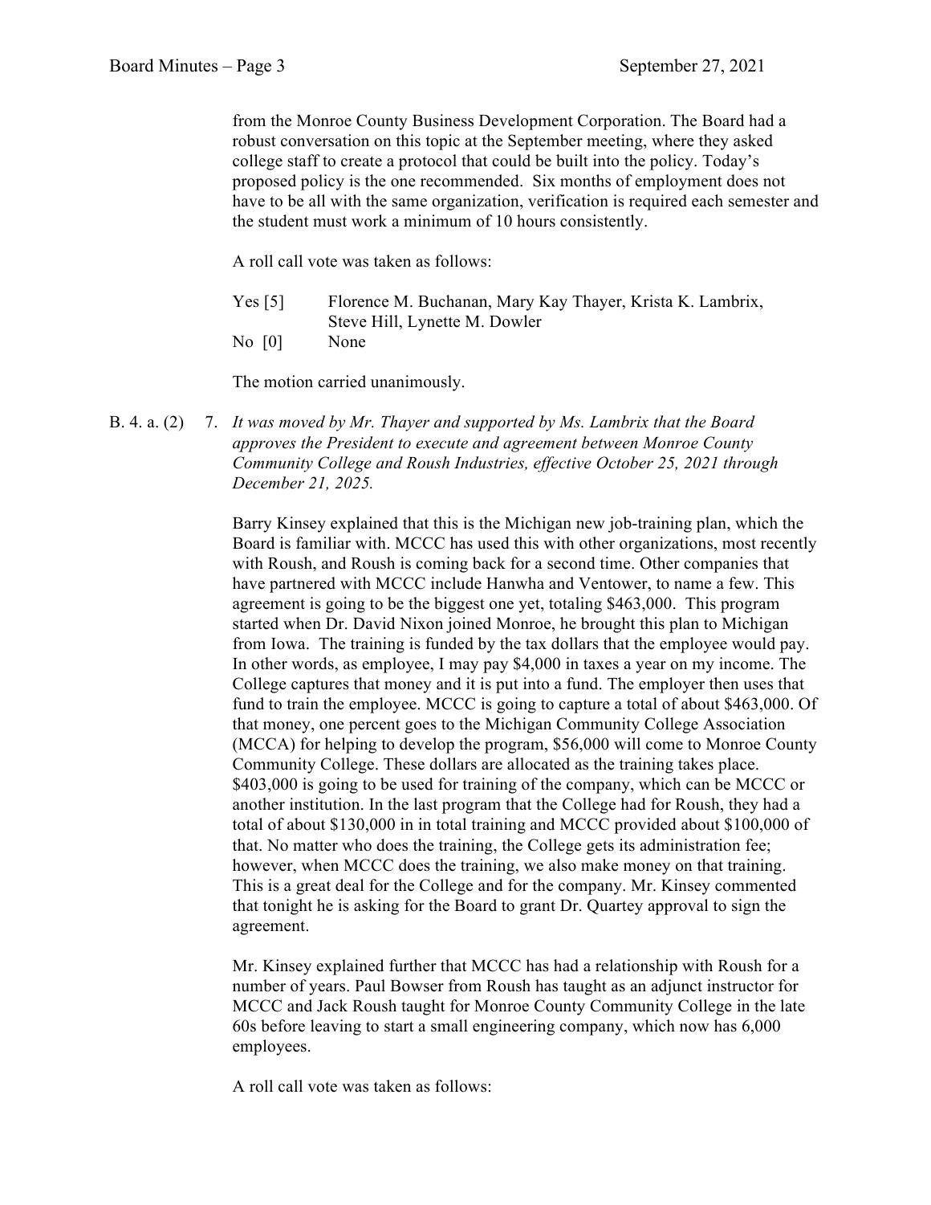from the Monroe County Business Development Corporation. The Board had a robust conversation on this topic at the September meeting, where they asked college staff to create a protocol that could be built into the policy. Today's proposed policy is the one recommended. Six months of employment does not have to be all with the same organization, verification is required each semester and the student must work a minimum of 10 hours consistently.

A roll call vote was taken as follows:

Yes [5] Florence M. Buchanan, Mary Kay Thayer, Krista K. Lambrix, Steve Hill, Lynette M. Dowler
No [0] None

The motion carried unanimously.

B. 4. a. (2) 7. *It was moved by Mr. Thayer and supported by Ms. Lambrix that the Board approves the President to execute and agreement between Monroe County Community College and Roush Industries, effective October 25, 2021 through December 21, 2025.*

Barry Kinsey explained that this is the Michigan new job-training plan, which the Board is familiar with. MCCC has used this with other organizations, most recently with Roush, and Roush is coming back for a second time. Other companies that have partnered with MCCC include Hanwha and Ventower, to name a few. This agreement is going to be the biggest one yet, totaling $463,000. This program started when Dr. David Nixon joined Monroe, he brought this plan to Michigan from Iowa. The training is funded by the tax dollars that the employee would pay. In other words, as employee, I may pay $4,000 in taxes a year on my income. The College captures that money and it is put into a fund. The employer then uses that fund to train the employee. MCCC is going to capture a total of about $463,000. Of that money, one percent goes to the Michigan Community College Association (MCCA) for helping to develop the program, $56,000 will come to Monroe County Community College. These dollars are allocated as the training takes place. $403,000 is going to be used for training of the company, which can be MCCC or another institution. In the last program that the College had for Roush, they had a total of about $130,000 in in total training and MCCC provided about $100,000 of that. No matter who does the training, the College gets its administration fee; however, when MCCC does the training, we also make money on that training. This is a great deal for the College and for the company. Mr. Kinsey commented that tonight he is asking for the Board to grant Dr. Quartey approval to sign the agreement.

Mr. Kinsey explained further that MCCC has had a relationship with Roush for a number of years. Paul Bowser from Roush has taught as an adjunct instructor for MCCC and Jack Roush taught for Monroe County Community College in the late 60s before leaving to start a small engineering company, which now has 6,000 employees.

A roll call vote was taken as follows: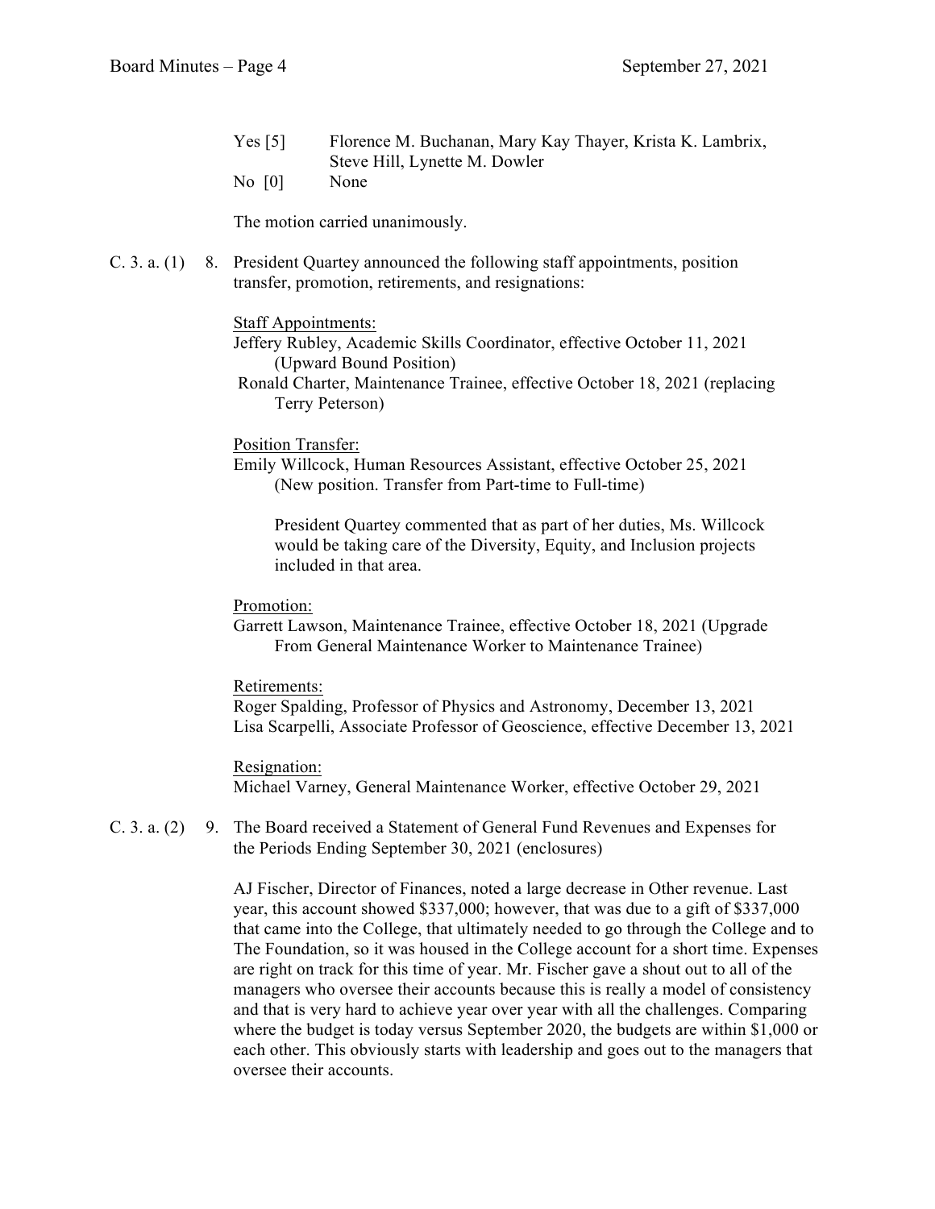Yes [5] Florence M. Buchanan, Mary Kay Thayer, Krista K. Lambrix, Steve Hill, Lynette M. Dowler
No [0] None

The motion carried unanimously.

C. 3. a. (1) 8. President Quartey announced the following staff appointments, position transfer, promotion, retirements, and resignations:

Staff Appointments:
Jeffery Rubley, Academic Skills Coordinator, effective October 11, 2021 (Upward Bound Position)
Ronald Charter, Maintenance Trainee, effective October 18, 2021 (replacing Terry Peterson)

Position Transfer:
Emily Willcock, Human Resources Assistant, effective October 25, 2021 (New position. Transfer from Part-time to Full-time)

President Quartey commented that as part of her duties, Ms. Willcock would be taking care of the Diversity, Equity, and Inclusion projects included in that area.

Promotion:
Garrett Lawson, Maintenance Trainee, effective October 18, 2021 (Upgrade From General Maintenance Worker to Maintenance Trainee)

Retirements:
Roger Spalding, Professor of Physics and Astronomy, December 13, 2021
Lisa Scarpelli, Associate Professor of Geoscience, effective December 13, 2021

Resignation:
Michael Varney, General Maintenance Worker, effective October 29, 2021

C. 3. a. (2) 9. The Board received a Statement of General Fund Revenues and Expenses for the Periods Ending September 30, 2021 (enclosures)

AJ Fischer, Director of Finances, noted a large decrease in Other revenue. Last year, this account showed $337,000; however, that was due to a gift of $337,000 that came into the College, that ultimately needed to go through the College and to The Foundation, so it was housed in the College account for a short time. Expenses are right on track for this time of year. Mr. Fischer gave a shout out to all of the managers who oversee their accounts because this is really a model of consistency and that is very hard to achieve year over year with all the challenges. Comparing where the budget is today versus September 2020, the budgets are within $1,000 or each other. This obviously starts with leadership and goes out to the managers that oversee their accounts.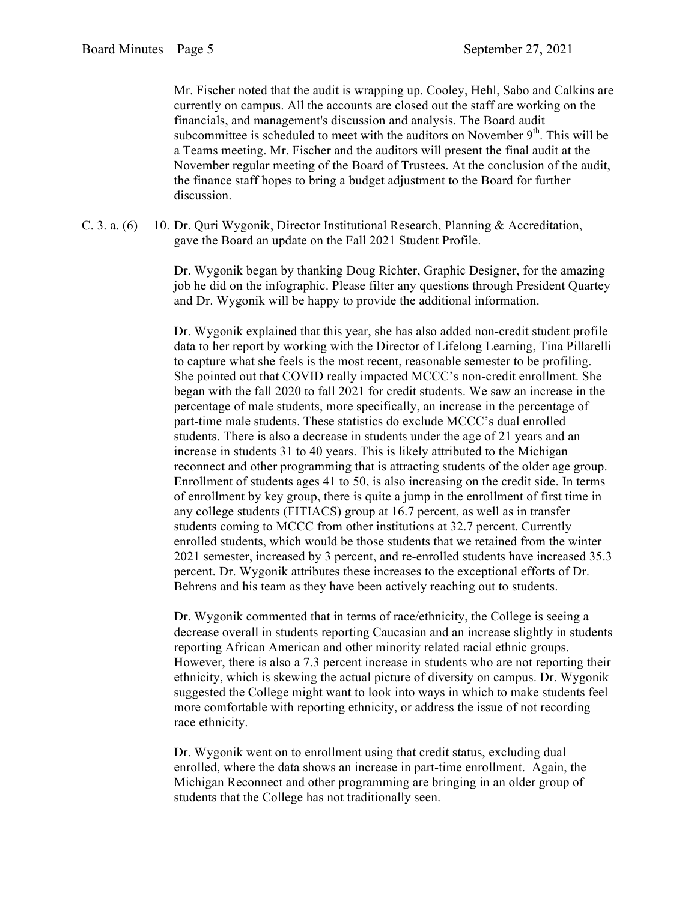Mr. Fischer noted that the audit is wrapping up. Cooley, Hehl, Sabo and Calkins are currently on campus. All the accounts are closed out the staff are working on the financials, and management's discussion and analysis. The Board audit subcommittee is scheduled to meet with the auditors on November 9th. This will be a Teams meeting. Mr. Fischer and the auditors will present the final audit at the November regular meeting of the Board of Trustees. At the conclusion of the audit, the finance staff hopes to bring a budget adjustment to the Board for further discussion.

C. 3. a. (6) 10. Dr. Quri Wygonik, Director Institutional Research, Planning & Accreditation, gave the Board an update on the Fall 2021 Student Profile.

Dr. Wygonik began by thanking Doug Richter, Graphic Designer, for the amazing job he did on the infographic. Please filter any questions through President Quartey and Dr. Wygonik will be happy to provide the additional information.

Dr. Wygonik explained that this year, she has also added non-credit student profile data to her report by working with the Director of Lifelong Learning, Tina Pillarelli to capture what she feels is the most recent, reasonable semester to be profiling. She pointed out that COVID really impacted MCCC's non-credit enrollment. She began with the fall 2020 to fall 2021 for credit students. We saw an increase in the percentage of male students, more specifically, an increase in the percentage of part-time male students. These statistics do exclude MCCC's dual enrolled students. There is also a decrease in students under the age of 21 years and an increase in students 31 to 40 years. This is likely attributed to the Michigan reconnect and other programming that is attracting students of the older age group. Enrollment of students ages 41 to 50, is also increasing on the credit side. In terms of enrollment by key group, there is quite a jump in the enrollment of first time in any college students (FITIACS) group at 16.7 percent, as well as in transfer students coming to MCCC from other institutions at 32.7 percent. Currently enrolled students, which would be those students that we retained from the winter 2021 semester, increased by 3 percent, and re-enrolled students have increased 35.3 percent. Dr. Wygonik attributes these increases to the exceptional efforts of Dr. Behrens and his team as they have been actively reaching out to students.

Dr. Wygonik commented that in terms of race/ethnicity, the College is seeing a decrease overall in students reporting Caucasian and an increase slightly in students reporting African American and other minority related racial ethnic groups. However, there is also a 7.3 percent increase in students who are not reporting their ethnicity, which is skewing the actual picture of diversity on campus. Dr. Wygonik suggested the College might want to look into ways in which to make students feel more comfortable with reporting ethnicity, or address the issue of not recording race ethnicity.

Dr. Wygonik went on to enrollment using that credit status, excluding dual enrolled, where the data shows an increase in part-time enrollment. Again, the Michigan Reconnect and other programming are bringing in an older group of students that the College has not traditionally seen.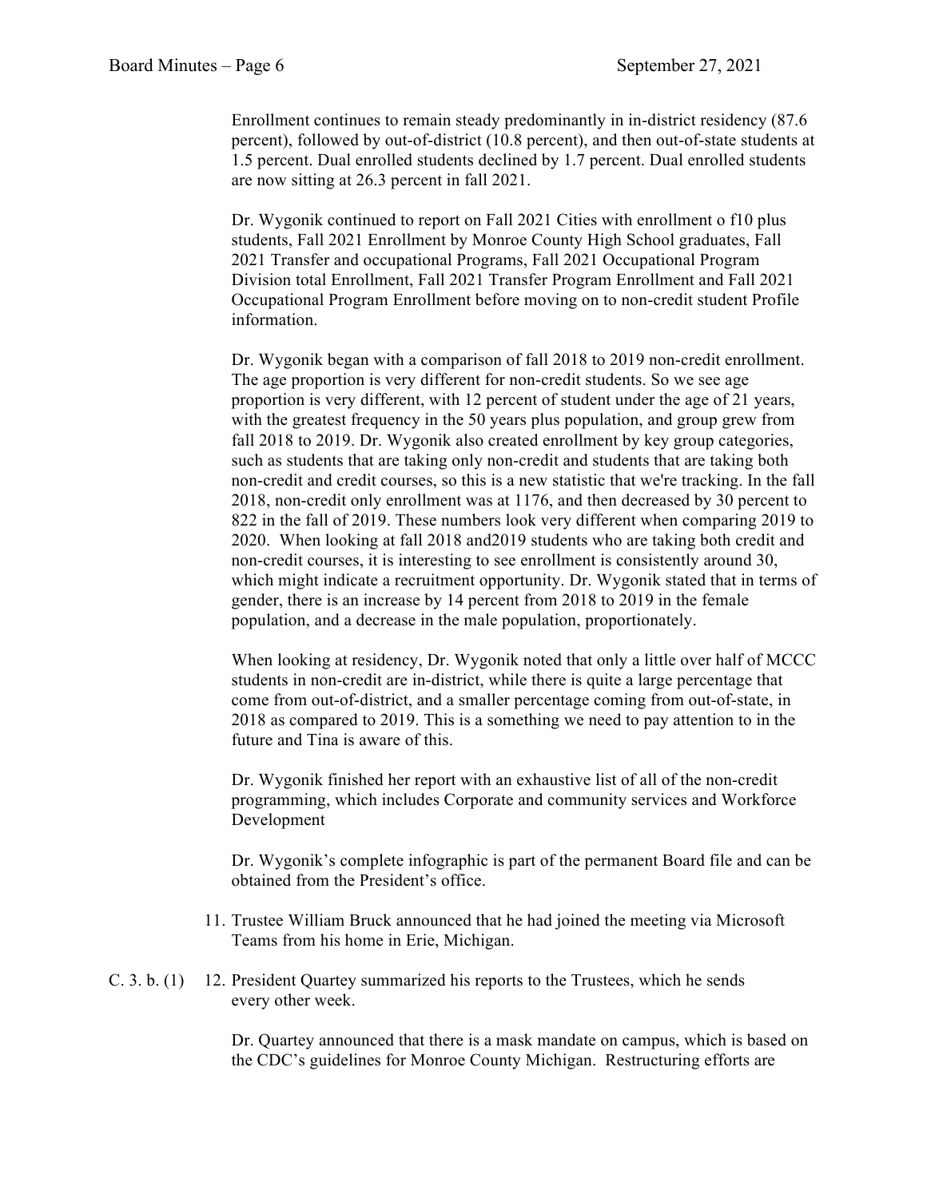Enrollment continues to remain steady predominantly in in-district residency (87.6 percent), followed by out-of-district (10.8 percent), and then out-of-state students at 1.5 percent. Dual enrolled students declined by 1.7 percent. Dual enrolled students are now sitting at 26.3 percent in fall 2021.

Dr. Wygonik continued to report on Fall 2021 Cities with enrollment o f10 plus students, Fall 2021 Enrollment by Monroe County High School graduates, Fall 2021 Transfer and occupational Programs, Fall 2021 Occupational Program Division total Enrollment, Fall 2021 Transfer Program Enrollment and Fall 2021 Occupational Program Enrollment before moving on to non-credit student Profile information.

Dr. Wygonik began with a comparison of fall 2018 to 2019 non-credit enrollment. The age proportion is very different for non-credit students. So we see age proportion is very different, with 12 percent of student under the age of 21 years, with the greatest frequency in the 50 years plus population, and group grew from fall 2018 to 2019. Dr. Wygonik also created enrollment by key group categories, such as students that are taking only non-credit and students that are taking both non-credit and credit courses, so this is a new statistic that we're tracking. In the fall 2018, non-credit only enrollment was at 1176, and then decreased by 30 percent to 822 in the fall of 2019. These numbers look very different when comparing 2019 to 2020. When looking at fall 2018 and2019 students who are taking both credit and non-credit courses, it is interesting to see enrollment is consistently around 30, which might indicate a recruitment opportunity. Dr. Wygonik stated that in terms of gender, there is an increase by 14 percent from 2018 to 2019 in the female population, and a decrease in the male population, proportionately.

When looking at residency, Dr. Wygonik noted that only a little over half of MCCC students in non-credit are in-district, while there is quite a large percentage that come from out-of-district, and a smaller percentage coming from out-of-state, in 2018 as compared to 2019. This is a something we need to pay attention to in the future and Tina is aware of this.

Dr. Wygonik finished her report with an exhaustive list of all of the non-credit programming, which includes Corporate and community services and Workforce Development

Dr. Wygonik's complete infographic is part of the permanent Board file and can be obtained from the President's office.

11. Trustee William Bruck announced that he had joined the meeting via Microsoft Teams from his home in Erie, Michigan.

C. 3. b. (1)

12. President Quartey summarized his reports to the Trustees, which he sends every other week.

    Dr. Quartey announced that there is a mask mandate on campus, which is based on the CDC's guidelines for Monroe County Michigan. Restructuring efforts are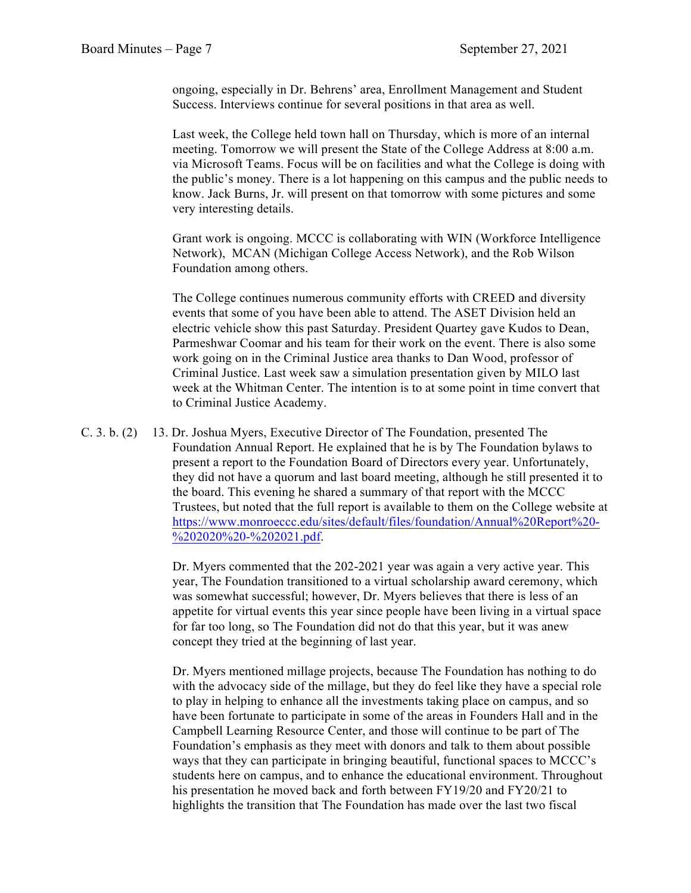ongoing, especially in Dr. Behrens' area, Enrollment Management and Student Success. Interviews continue for several positions in that area as well.

Last week, the College held town hall on Thursday, which is more of an internal meeting. Tomorrow we will present the State of the College Address at 8:00 a.m. via Microsoft Teams. Focus will be on facilities and what the College is doing with the public's money. There is a lot happening on this campus and the public needs to know. Jack Burns, Jr. will present on that tomorrow with some pictures and some very interesting details.

Grant work is ongoing. MCCC is collaborating with WIN (Workforce Intelligence Network), MCAN (Michigan College Access Network), and the Rob Wilson Foundation among others.

The College continues numerous community efforts with CREED and diversity events that some of you have been able to attend. The ASET Division held an electric vehicle show this past Saturday. President Quartey gave Kudos to Dean, Parmeshwar Coomar and his team for their work on the event. There is also some work going on in the Criminal Justice area thanks to Dan Wood, professor of Criminal Justice. Last week saw a simulation presentation given by MILO last week at the Whitman Center. The intention is to at some point in time convert that to Criminal Justice Academy.

C. 3. b. (2) 13. Dr. Joshua Myers, Executive Director of The Foundation, presented The Foundation Annual Report. He explained that he is by The Foundation bylaws to present a report to the Foundation Board of Directors every year. Unfortunately, they did not have a quorum and last board meeting, although he still presented it to the board. This evening he shared a summary of that report with the MCCC Trustees, but noted that the full report is available to them on the College website at [https://www.monroeccc.edu/sites/default/files/foundation/Annual%20Report%20-%202020%20-%202021.pdf](https://www.monroeccc.edu/sites/default/files/foundation/Annual%20Report%20-%202020%20-%202021.pdf).

Dr. Myers commented that the 202-2021 year was again a very active year. This year, The Foundation transitioned to a virtual scholarship award ceremony, which was somewhat successful; however, Dr. Myers believes that there is less of an appetite for virtual events this year since people have been living in a virtual space for far too long, so The Foundation did not do that this year, but it was anew concept they tried at the beginning of last year.

Dr. Myers mentioned millage projects, because The Foundation has nothing to do with the advocacy side of the millage, but they do feel like they have a special role to play in helping to enhance all the investments taking place on campus, and so have been fortunate to participate in some of the areas in Founders Hall and in the Campbell Learning Resource Center, and those will continue to be part of The Foundation's emphasis as they meet with donors and talk to them about possible ways that they can participate in bringing beautiful, functional spaces to MCCC's students here on campus, and to enhance the educational environment. Throughout his presentation he moved back and forth between FY19/20 and FY20/21 to highlights the transition that The Foundation has made over the last two fiscal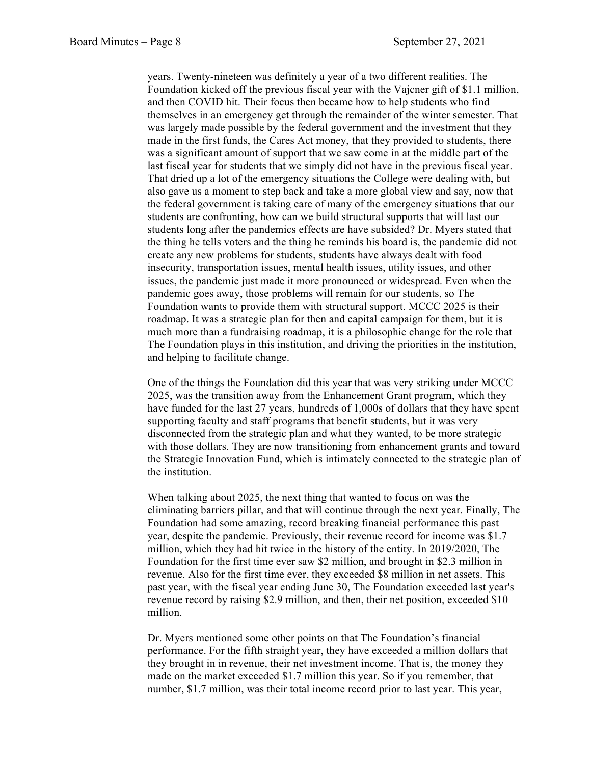years. Twenty-nineteen was definitely a year of a two different realities. The Foundation kicked off the previous fiscal year with the Vajcner gift of $1.1 million, and then COVID hit. Their focus then became how to help students who find themselves in an emergency get through the remainder of the winter semester. That was largely made possible by the federal government and the investment that they made in the first funds, the Cares Act money, that they provided to students, there was a significant amount of support that we saw come in at the middle part of the last fiscal year for students that we simply did not have in the previous fiscal year. That dried up a lot of the emergency situations the College were dealing with, but also gave us a moment to step back and take a more global view and say, now that the federal government is taking care of many of the emergency situations that our students are confronting, how can we build structural supports that will last our students long after the pandemics effects are have subsided? Dr. Myers stated that the thing he tells voters and the thing he reminds his board is, the pandemic did not create any new problems for students, students have always dealt with food insecurity, transportation issues, mental health issues, utility issues, and other issues, the pandemic just made it more pronounced or widespread. Even when the pandemic goes away, those problems will remain for our students, so The Foundation wants to provide them with structural support. MCCC 2025 is their roadmap. It was a strategic plan for then and capital campaign for them, but it is much more than a fundraising roadmap, it is a philosophic change for the role that The Foundation plays in this institution, and driving the priorities in the institution, and helping to facilitate change.

One of the things the Foundation did this year that was very striking under MCCC 2025, was the transition away from the Enhancement Grant program, which they have funded for the last 27 years, hundreds of 1,000s of dollars that they have spent supporting faculty and staff programs that benefit students, but it was very disconnected from the strategic plan and what they wanted, to be more strategic with those dollars. They are now transitioning from enhancement grants and toward the Strategic Innovation Fund, which is intimately connected to the strategic plan of the institution.

When talking about 2025, the next thing that wanted to focus on was the eliminating barriers pillar, and that will continue through the next year. Finally, The Foundation had some amazing, record breaking financial performance this past year, despite the pandemic. Previously, their revenue record for income was $1.7 million, which they had hit twice in the history of the entity. In 2019/2020, The Foundation for the first time ever saw $2 million, and brought in $2.3 million in revenue. Also for the first time ever, they exceeded $8 million in net assets. This past year, with the fiscal year ending June 30, The Foundation exceeded last year's revenue record by raising $2.9 million, and then, their net position, exceeded $10 million.

Dr. Myers mentioned some other points on that The Foundation's financial performance. For the fifth straight year, they have exceeded a million dollars that they brought in in revenue, their net investment income. That is, the money they made on the market exceeded $1.7 million this year. So if you remember, that number, $1.7 million, was their total income record prior to last year. This year,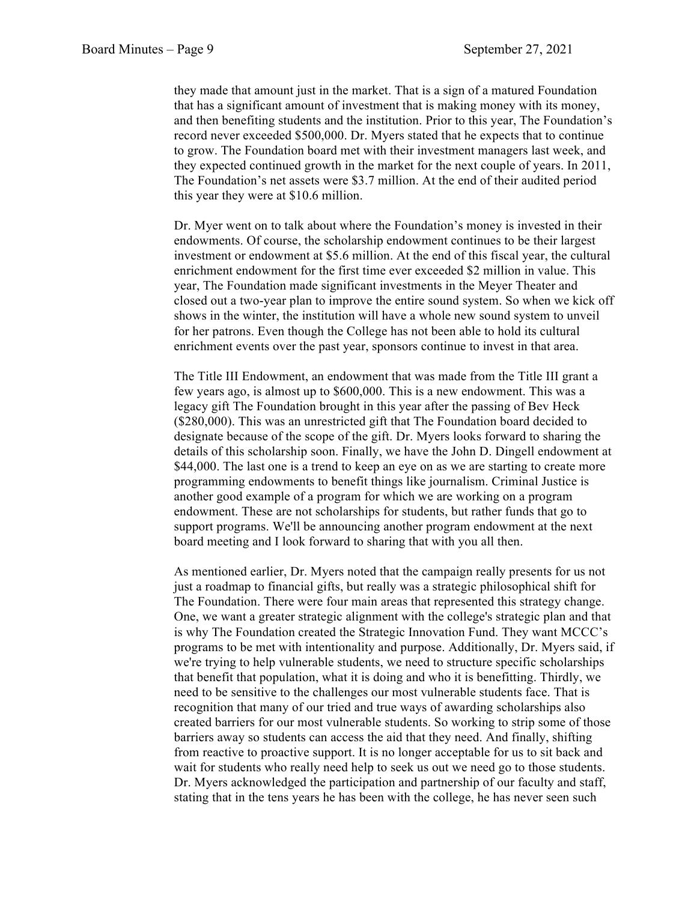they made that amount just in the market. That is a sign of a matured Foundation that has a significant amount of investment that is making money with its money, and then benefiting students and the institution. Prior to this year, The Foundation's record never exceeded $500,000. Dr. Myers stated that he expects that to continue to grow. The Foundation board met with their investment managers last week, and they expected continued growth in the market for the next couple of years. In 2011, The Foundation's net assets were $3.7 million. At the end of their audited period this year they were at $10.6 million.

Dr. Myer went on to talk about where the Foundation's money is invested in their endowments. Of course, the scholarship endowment continues to be their largest investment or endowment at $5.6 million. At the end of this fiscal year, the cultural enrichment endowment for the first time ever exceeded $2 million in value. This year, The Foundation made significant investments in the Meyer Theater and closed out a two-year plan to improve the entire sound system. So when we kick off shows in the winter, the institution will have a whole new sound system to unveil for her patrons. Even though the College has not been able to hold its cultural enrichment events over the past year, sponsors continue to invest in that area.

The Title III Endowment, an endowment that was made from the Title III grant a few years ago, is almost up to $600,000. This is a new endowment. This was a legacy gift The Foundation brought in this year after the passing of Bev Heck ($280,000). This was an unrestricted gift that The Foundation board decided to designate because of the scope of the gift. Dr. Myers looks forward to sharing the details of this scholarship soon. Finally, we have the John D. Dingell endowment at $44,000. The last one is a trend to keep an eye on as we are starting to create more programming endowments to benefit things like journalism. Criminal Justice is another good example of a program for which we are working on a program endowment. These are not scholarships for students, but rather funds that go to support programs. We'll be announcing another program endowment at the next board meeting and I look forward to sharing that with you all then.

As mentioned earlier, Dr. Myers noted that the campaign really presents for us not just a roadmap to financial gifts, but really was a strategic philosophical shift for The Foundation. There were four main areas that represented this strategy change. One, we want a greater strategic alignment with the college's strategic plan and that is why The Foundation created the Strategic Innovation Fund. They want MCCC's programs to be met with intentionality and purpose. Additionally, Dr. Myers said, if we're trying to help vulnerable students, we need to structure specific scholarships that benefit that population, what it is doing and who it is benefitting. Thirdly, we need to be sensitive to the challenges our most vulnerable students face. That is recognition that many of our tried and true ways of awarding scholarships also created barriers for our most vulnerable students. So working to strip some of those barriers away so students can access the aid that they need. And finally, shifting from reactive to proactive support. It is no longer acceptable for us to sit back and wait for students who really need help to seek us out we need go to those students. Dr. Myers acknowledged the participation and partnership of our faculty and staff, stating that in the tens years he has been with the college, he has never seen such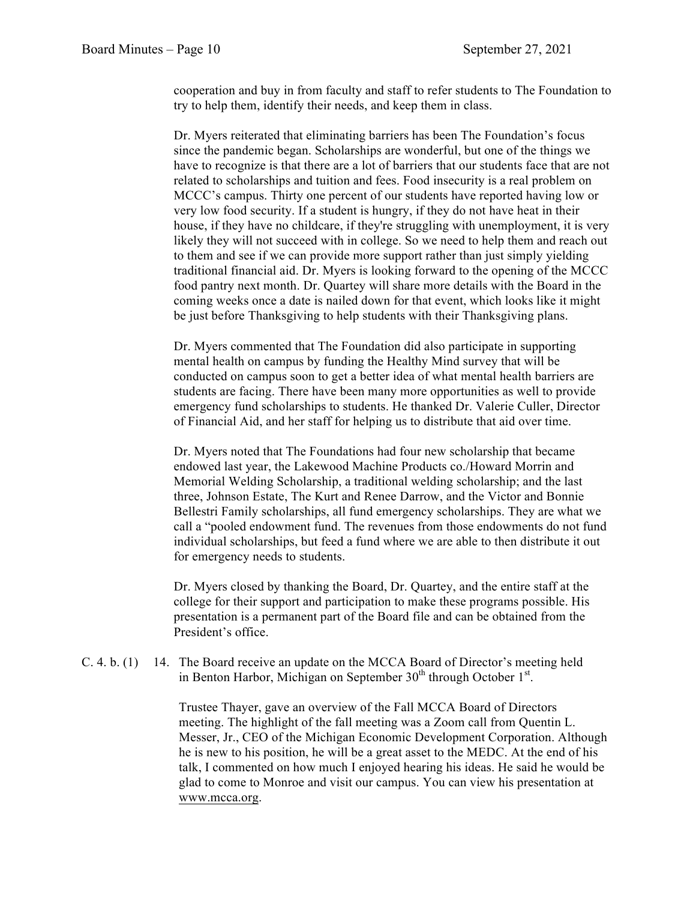cooperation and buy in from faculty and staff to refer students to The Foundation to try to help them, identify their needs, and keep them in class.

Dr. Myers reiterated that eliminating barriers has been The Foundation's focus since the pandemic began. Scholarships are wonderful, but one of the things we have to recognize is that there are a lot of barriers that our students face that are not related to scholarships and tuition and fees. Food insecurity is a real problem on MCCC's campus. Thirty one percent of our students have reported having low or very low food security. If a student is hungry, if they do not have heat in their house, if they have no childcare, if they're struggling with unemployment, it is very likely they will not succeed with in college. So we need to help them and reach out to them and see if we can provide more support rather than just simply yielding traditional financial aid. Dr. Myers is looking forward to the opening of the MCCC food pantry next month. Dr. Quartey will share more details with the Board in the coming weeks once a date is nailed down for that event, which looks like it might be just before Thanksgiving to help students with their Thanksgiving plans.

Dr. Myers commented that The Foundation did also participate in supporting mental health on campus by funding the Healthy Mind survey that will be conducted on campus soon to get a better idea of what mental health barriers are students are facing. There have been many more opportunities as well to provide emergency fund scholarships to students. He thanked Dr. Valerie Culler, Director of Financial Aid, and her staff for helping us to distribute that aid over time.

Dr. Myers noted that The Foundations had four new scholarship that became endowed last year, the Lakewood Machine Products co./Howard Morrin and Memorial Welding Scholarship, a traditional welding scholarship; and the last three, Johnson Estate, The Kurt and Renee Darrow, and the Victor and Bonnie Bellestri Family scholarships, all fund emergency scholarships. They are what we call a "pooled endowment fund. The revenues from those endowments do not fund individual scholarships, but feed a fund where we are able to then distribute it out for emergency needs to students.

Dr. Myers closed by thanking the Board, Dr. Quartey, and the entire staff at the college for their support and participation to make these programs possible. His presentation is a permanent part of the Board file and can be obtained from the President's office.

C. 4. b. (1) 14. The Board receive an update on the MCCA Board of Director's meeting held in Benton Harbor, Michigan on September 30th through October 1st.

Trustee Thayer, gave an overview of the Fall MCCA Board of Directors meeting. The highlight of the fall meeting was a Zoom call from Quentin L. Messer, Jr., CEO of the Michigan Economic Development Corporation. Although he is new to his position, he will be a great asset to the MEDC. At the end of his talk, I commented on how much I enjoyed hearing his ideas. He said he would be glad to come to Monroe and visit our campus. You can view his presentation at www.mcca.org.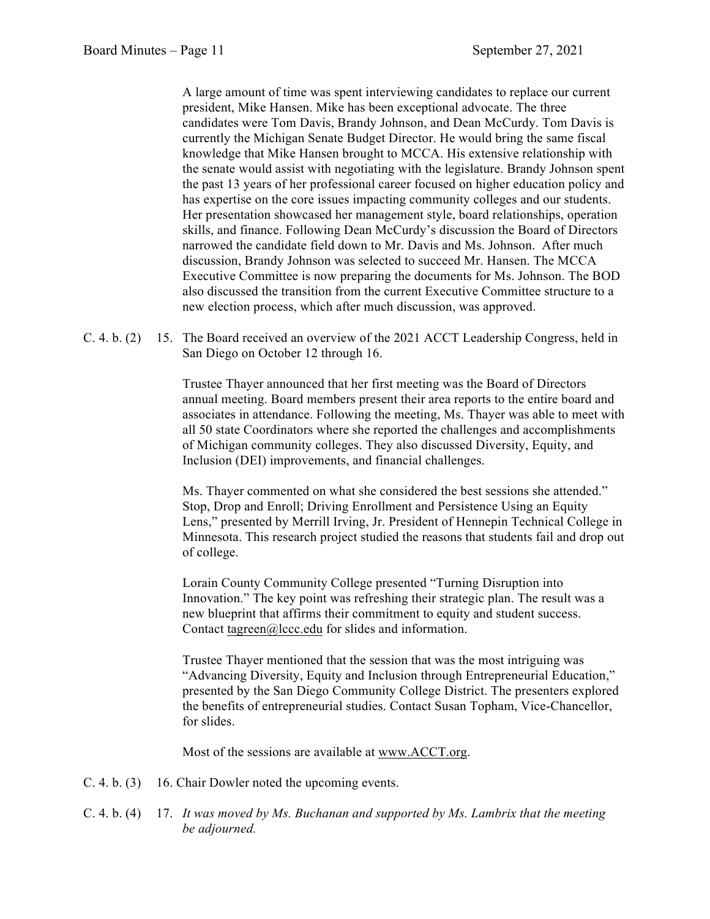A large amount of time was spent interviewing candidates to replace our current president, Mike Hansen. Mike has been exceptional advocate. The three candidates were Tom Davis, Brandy Johnson, and Dean McCurdy. Tom Davis is currently the Michigan Senate Budget Director. He would bring the same fiscal knowledge that Mike Hansen brought to MCCA. His extensive relationship with the senate would assist with negotiating with the legislature. Brandy Johnson spent the past 13 years of her professional career focused on higher education policy and has expertise on the core issues impacting community colleges and our students. Her presentation showcased her management style, board relationships, operation skills, and finance. Following Dean McCurdy's discussion the Board of Directors narrowed the candidate field down to Mr. Davis and Ms. Johnson. After much discussion, Brandy Johnson was selected to succeed Mr. Hansen. The MCCA Executive Committee is now preparing the documents for Ms. Johnson. The BOD also discussed the transition from the current Executive Committee structure to a new election process, which after much discussion, was approved.

C. 4. b. (2) 15. The Board received an overview of the 2021 ACCT Leadership Congress, held in San Diego on October 12 through 16.

Trustee Thayer announced that her first meeting was the Board of Directors annual meeting. Board members present their area reports to the entire board and associates in attendance. Following the meeting, Ms. Thayer was able to meet with all 50 state Coordinators where she reported the challenges and accomplishments of Michigan community colleges. They also discussed Diversity, Equity, and Inclusion (DEI) improvements, and financial challenges.

Ms. Thayer commented on what she considered the best sessions she attended." Stop, Drop and Enroll; Driving Enrollment and Persistence Using an Equity Lens," presented by Merrill Irving, Jr. President of Hennepin Technical College in Minnesota. This research project studied the reasons that students fail and drop out of college.

Lorain County Community College presented "Turning Disruption into Innovation." The key point was refreshing their strategic plan. The result was a new blueprint that affirms their commitment to equity and student success. Contact tagreen@lccc.edu for slides and information.

Trustee Thayer mentioned that the session that was the most intriguing was "Advancing Diversity, Equity and Inclusion through Entrepreneurial Education," presented by the San Diego Community College District. The presenters explored the benefits of entrepreneurial studies. Contact Susan Topham, Vice-Chancellor, for slides.

Most of the sessions are available at www.ACCT.org.

C. 4. b. (3) 16. Chair Dowler noted the upcoming events.

C. 4. b. (4) 17. *It was moved by Ms. Buchanan and supported by Ms. Lambrix that the meeting be adjourned.*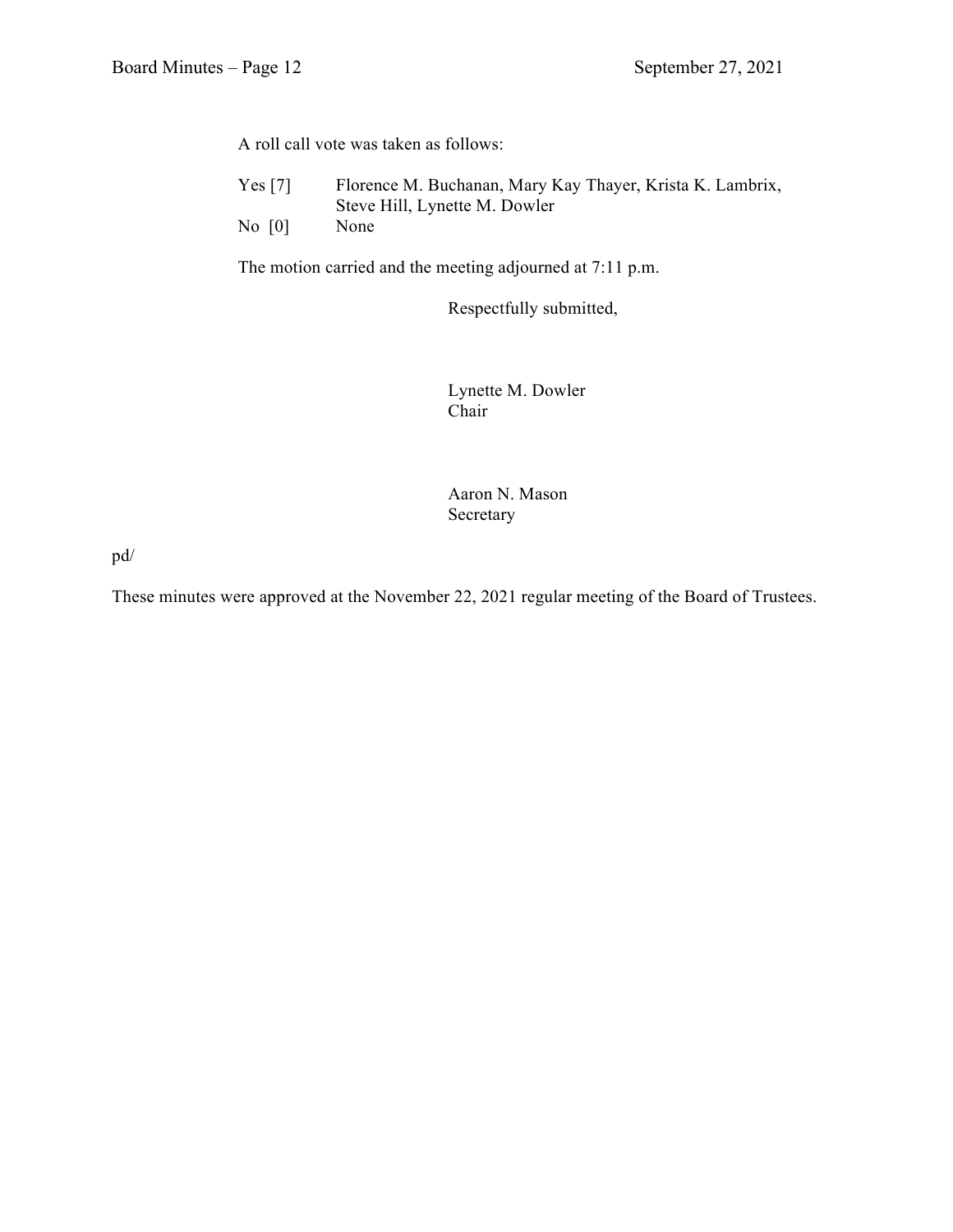A roll call vote was taken as follows:

| | |
|---|---|
| Yes [7] | Florence M. Buchanan, Mary Kay Thayer, Krista K. Lambrix, Steve Hill, Lynette M. Dowler |
| No [0] | None |

The motion carried and the meeting adjourned at 7:11 p.m.

Respectfully submitted,

Lynette M. Dowler
Chair

Aaron N. Mason
Secretary

pd/

These minutes were approved at the November 22, 2021 regular meeting of the Board of Trustees.